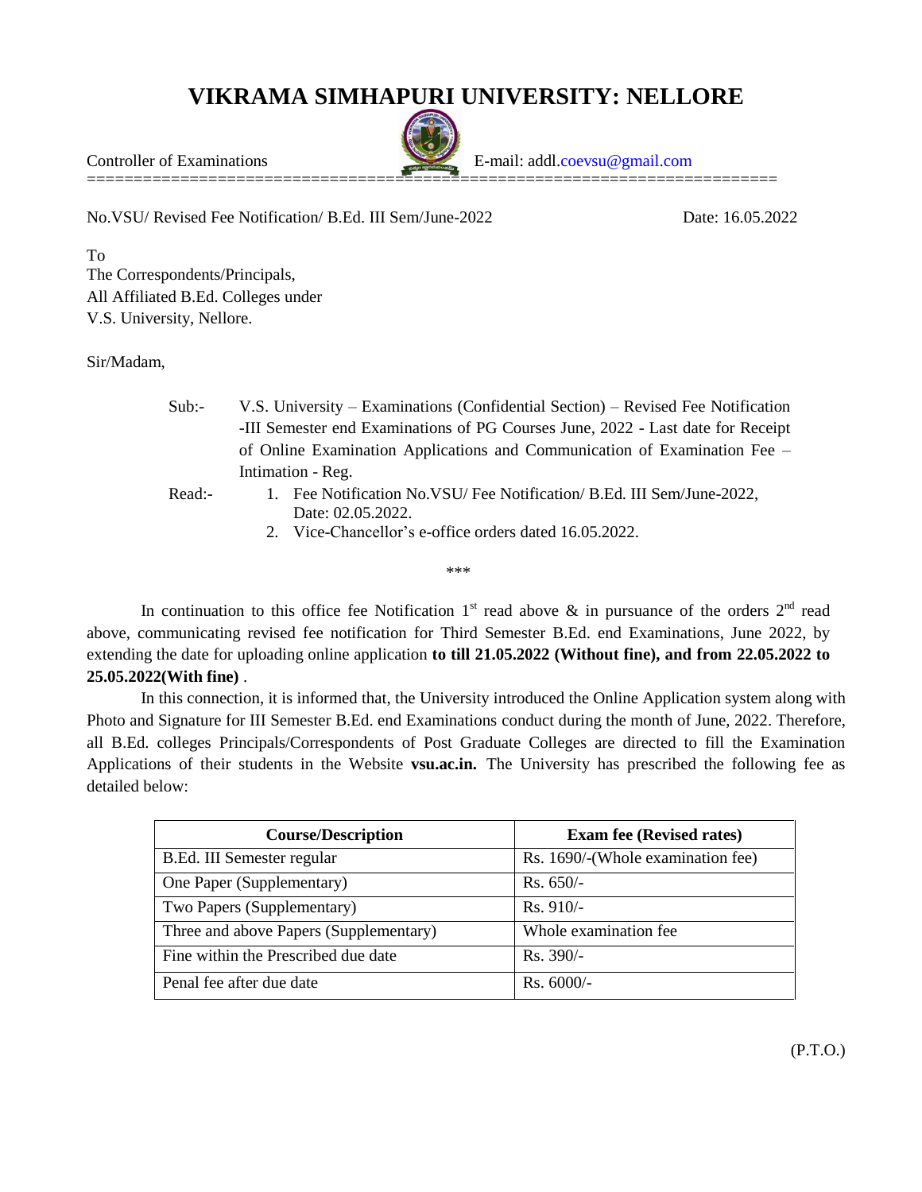# VIKRAMA SIMHAPURI UNIVERSITY: NELLORE

Controller of Examinations E-mail: addl.coevsu@gmail.com

=========================================================================

No.VSU/ Revised Fee Notification/ B.Ed. III Sem/June-2022 Date: 16.05.2022

To
The Correspondents/Principals,
All Affiliated B.Ed. Colleges under
V.S. University, Nellore.

Sir/Madam,

Sub:- V.S. University – Examinations (Confidential Section) – Revised Fee Notification -III Semester end Examinations of PG Courses June, 2022 - Last date for Receipt of Online Examination Applications and Communication of Examination Fee – Intimation - Reg.

Read:-
1. Fee Notification No.VSU/ Fee Notification/ B.Ed. III Sem/June-2022, Date: 02.05.2022.
2. Vice-Chancellor's e-office orders dated 16.05.2022.

\*\*\*

In continuation to this office fee Notification 1st read above & in pursuance of the orders 2nd read above, communicating revised fee notification for Third Semester B.Ed. end Examinations, June 2022, by extending the date for uploading online application **to till 21.05.2022 (Without fine), and from 22.05.2022 to 25.05.2022(With fine)** .

In this connection, it is informed that, the University introduced the Online Application system along with Photo and Signature for III Semester B.Ed. end Examinations conduct during the month of June, 2022. Therefore, all B.Ed. colleges Principals/Correspondents of Post Graduate Colleges are directed to fill the Examination Applications of their students in the Website **vsu.ac.in.** The University has prescribed the following fee as detailed below:

| Course/Description | Exam fee (Revised rates) |
|---|---|
| B.Ed. III Semester regular | Rs. 1690/-(Whole examination fee) |
| One Paper (Supplementary) | Rs. 650/- |
| Two Papers (Supplementary) | Rs. 910/- |
| Three and above Papers (Supplementary) | Whole examination fee |
| Fine within the Prescribed due date | Rs. 390/- |
| Penal fee after due date | Rs. 6000/- |

(P.T.O.)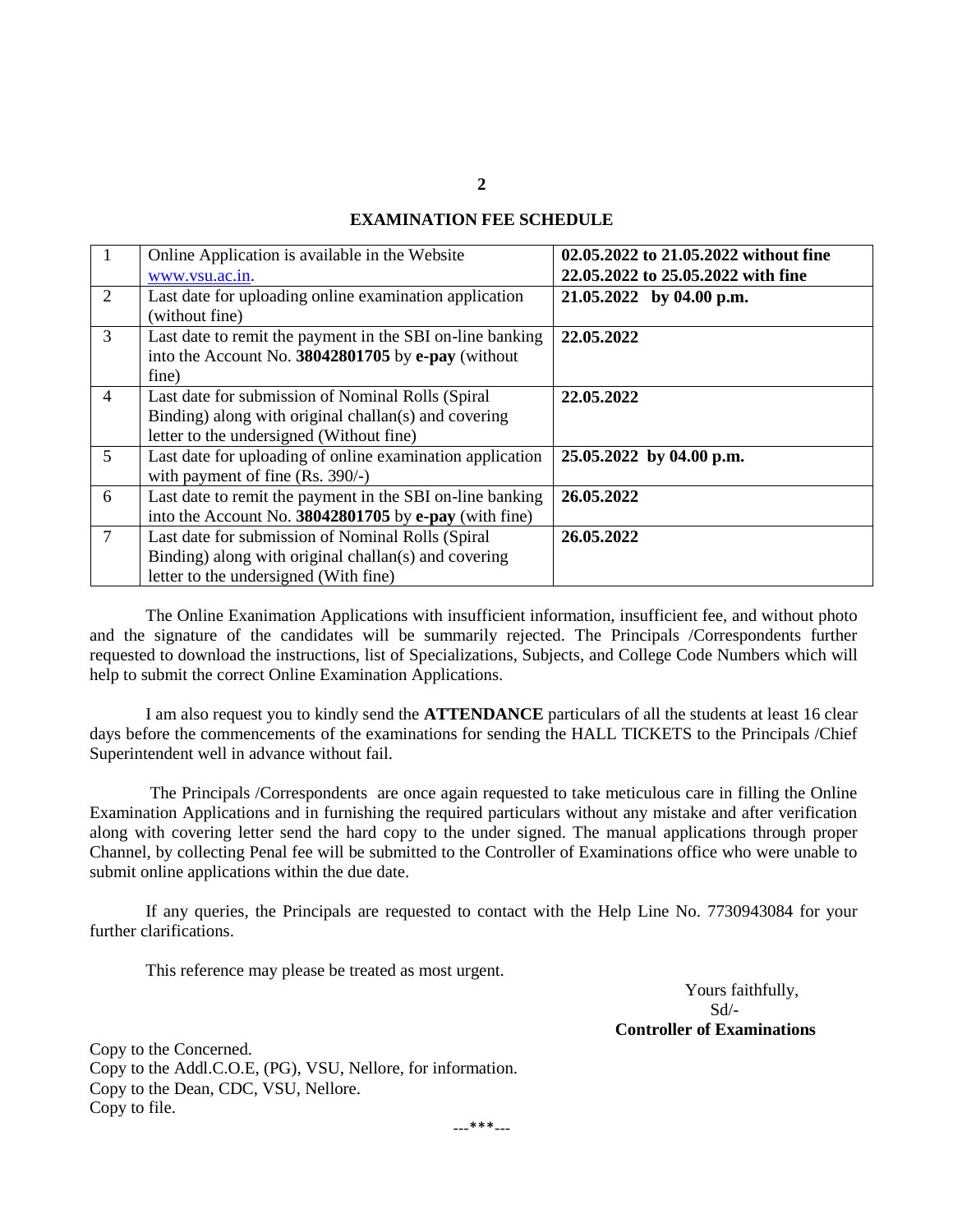## EXAMINATION FEE SCHEDULE

| | | |
|---|---|---|
| 1 | Online Application is available in the Website www.vsu.ac.in. | **02.05.2022 to 21.05.2022 without fine**<br>**22.05.2022 to 25.05.2022 with fine** |
| 2 | Last date for uploading online examination application (without fine) | **21.05.2022 by 04.00 p.m.** |
| 3 | Last date to remit the payment in the SBI on-line banking into the Account No. **38042801705** by **e-pay** (without fine) | **22.05.2022** |
| 4 | Last date for submission of Nominal Rolls (Spiral Binding) along with original challan(s) and covering letter to the undersigned (Without fine) | **22.05.2022** |
| 5 | Last date for uploading of online examination application with payment of fine (Rs. 390/-) | **25.05.2022 by 04.00 p.m.** |
| 6 | Last date to remit the payment in the SBI on-line banking into the Account No. **38042801705** by **e-pay** (with fine) | **26.05.2022** |
| 7 | Last date for submission of Nominal Rolls (Spiral Binding) along with original challan(s) and covering letter to the undersigned (With fine) | **26.05.2022** |

The Online Exanimation Applications with insufficient information, insufficient fee, and without photo and the signature of the candidates will be summarily rejected. The Principals /Correspondents further requested to download the instructions, list of Specializations, Subjects, and College Code Numbers which will help to submit the correct Online Examination Applications.

I am also request you to kindly send the **ATTENDANCE** particulars of all the students at least 16 clear days before the commencements of the examinations for sending the HALL TICKETS to the Principals /Chief Superintendent well in advance without fail.

The Principals /Correspondents are once again requested to take meticulous care in filling the Online Examination Applications and in furnishing the required particulars without any mistake and after verification along with covering letter send the hard copy to the under signed. The manual applications through proper Channel, by collecting Penal fee will be submitted to the Controller of Examinations office who were unable to submit online applications within the due date.

If any queries, the Principals are requested to contact with the Help Line No. 7730943084 for your further clarifications.

This reference may please be treated as most urgent.

Yours faithfully,
Sd/-
**Controller of Examinations**

Copy to the Concerned.
Copy to the Addl.C.O.E, (PG), VSU, Nellore, for information.
Copy to the Dean, CDC, VSU, Nellore.
Copy to file.

---***---